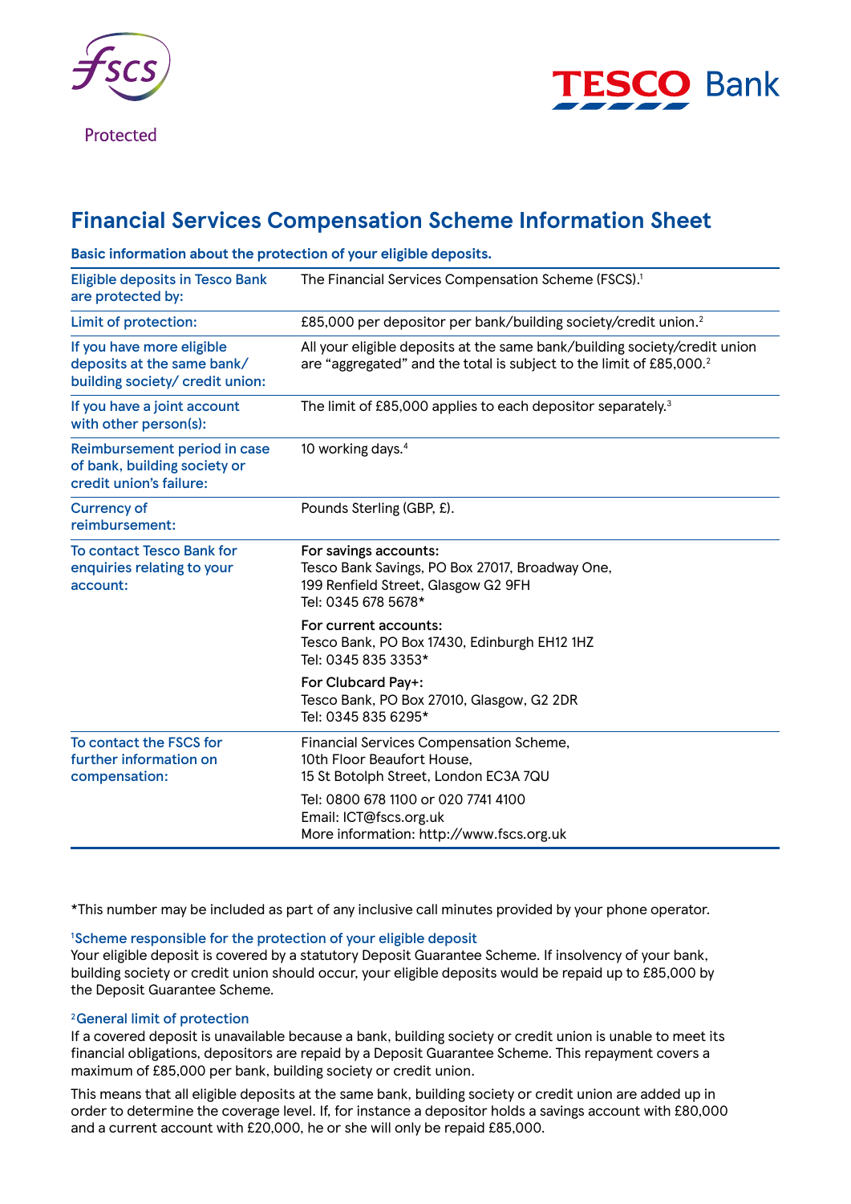Protected

# Financial Services Compensation Scheme Information Sheet

**Basic information about the protection of your eligible deposits.**

| | |
|---|---|
| Eligible deposits in Tesco Bank are protected by: | The Financial Services Compensation Scheme (FSCS).[1] |
| Limit of protection: | £85,000 per depositor per bank/building society/credit union.[2] |
| If you have more eligible deposits at the same bank/ building society/ credit union: | All your eligible deposits at the same bank/building society/credit union are "aggregated" and the total is subject to the limit of £85,000.[2] |
| If you have a joint account with other person(s): | The limit of £85,000 applies to each depositor separately.[3] |
| Reimbursement period in case of bank, building society or credit union's failure: | 10 working days.[4] |
| Currency of reimbursement: | Pounds Sterling (GBP, £). |
| To contact Tesco Bank for enquiries relating to your account: | **For savings accounts:**<br>Tesco Bank Savings, PO Box 27017, Broadway One, 199 Renfield Street, Glasgow G2 9FH<br>Tel: 0345 678 5678*<br><br>**For current accounts:**<br>Tesco Bank, PO Box 17430, Edinburgh EH12 1HZ<br>Tel: 0345 835 3353*<br><br>**For Clubcard Pay+:**<br>Tesco Bank, PO Box 27010, Glasgow, G2 2DR<br>Tel: 0345 835 6295* |
| To contact the FSCS for further information on compensation: | Financial Services Compensation Scheme, 10th Floor Beaufort House, 15 St Botolph Street, London EC3A 7QU<br><br>Tel: 0800 678 1100 or 020 7741 4100<br>Email: ICT@fscs.org.uk<br>More information: http://www.fscs.org.uk |

*This number may be included as part of any inclusive call minutes provided by your phone operator.

[1] **Scheme responsible for the protection of your eligible deposit**

Your eligible deposit is covered by a statutory Deposit Guarantee Scheme. If insolvency of your bank, building society or credit union should occur, your eligible deposits would be repaid up to £85,000 by the Deposit Guarantee Scheme.

[2] **General limit of protection**

If a covered deposit is unavailable because a bank, building society or credit union is unable to meet its financial obligations, depositors are repaid by a Deposit Guarantee Scheme. This repayment covers a maximum of £85,000 per bank, building society or credit union.

This means that all eligible deposits at the same bank, building society or credit union are added up in order to determine the coverage level. If, for instance a depositor holds a savings account with £80,000 and a current account with £20,000, he or she will only be repaid £85,000.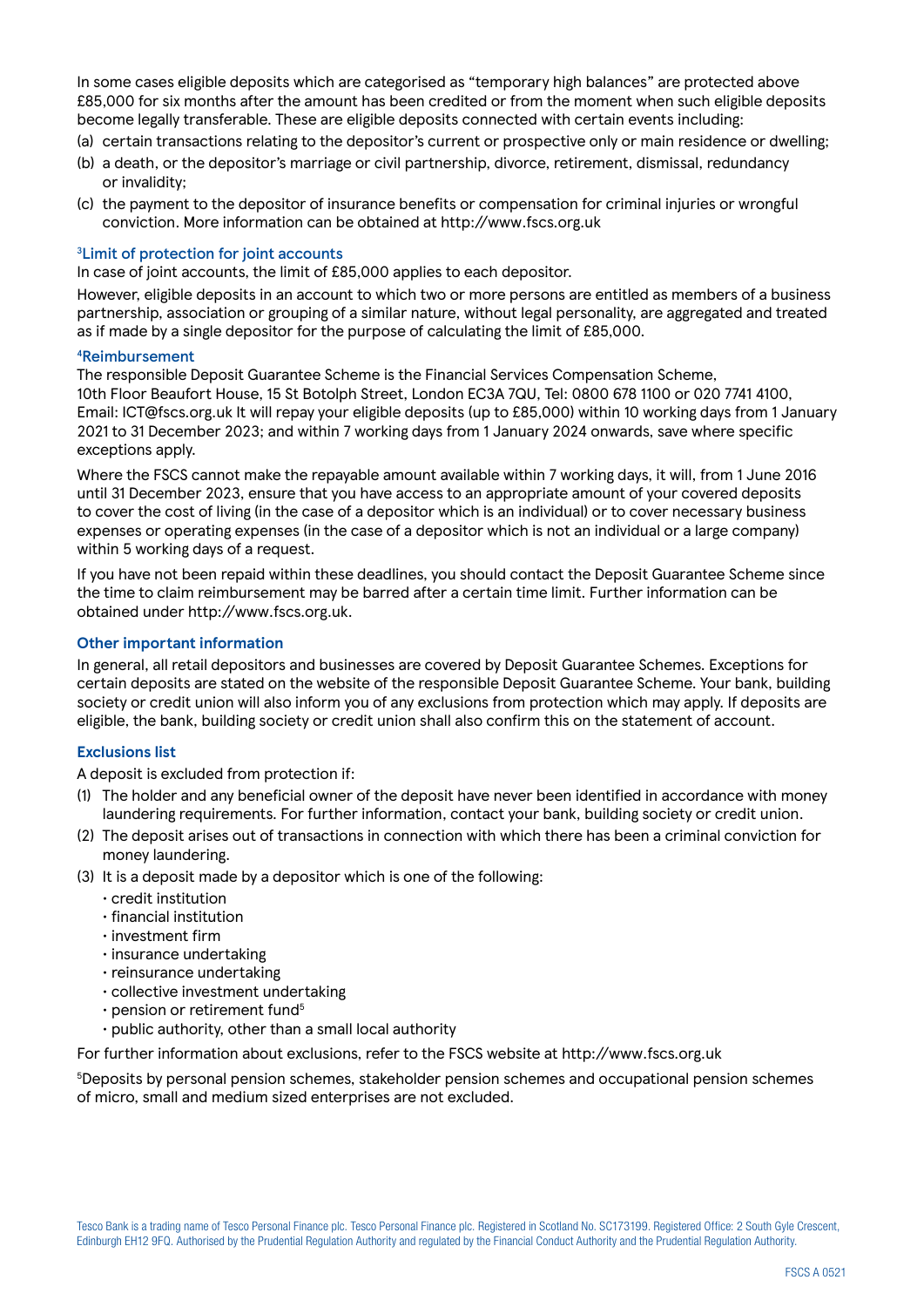In some cases eligible deposits which are categorised as "temporary high balances" are protected above £85,000 for six months after the amount has been credited or from the moment when such eligible deposits become legally transferable. These are eligible deposits connected with certain events including:

(a) certain transactions relating to the depositor's current or prospective only or main residence or dwelling;

(b) a death, or the depositor's marriage or civil partnership, divorce, retirement, dismissal, redundancy or invalidity;

(c) the payment to the depositor of insurance benefits or compensation for criminal injuries or wrongful conviction. More information can be obtained at http://www.fscs.org.uk

### [3]Limit of protection for joint accounts

In case of joint accounts, the limit of £85,000 applies to each depositor.

However, eligible deposits in an account to which two or more persons are entitled as members of a business partnership, association or grouping of a similar nature, without legal personality, are aggregated and treated as if made by a single depositor for the purpose of calculating the limit of £85,000.

### [4]Reimbursement

The responsible Deposit Guarantee Scheme is the Financial Services Compensation Scheme, 10th Floor Beaufort House, 15 St Botolph Street, London EC3A 7QU, Tel: 0800 678 1100 or 020 7741 4100, Email: ICT@fscs.org.uk It will repay your eligible deposits (up to £85,000) within 10 working days from 1 January 2021 to 31 December 2023; and within 7 working days from 1 January 2024 onwards, save where specific exceptions apply.

Where the FSCS cannot make the repayable amount available within 7 working days, it will, from 1 June 2016 until 31 December 2023, ensure that you have access to an appropriate amount of your covered deposits to cover the cost of living (in the case of a depositor which is an individual) or to cover necessary business expenses or operating expenses (in the case of a depositor which is not an individual or a large company) within 5 working days of a request.

If you have not been repaid within these deadlines, you should contact the Deposit Guarantee Scheme since the time to claim reimbursement may be barred after a certain time limit. Further information can be obtained under http://www.fscs.org.uk.

### Other important information

In general, all retail depositors and businesses are covered by Deposit Guarantee Schemes. Exceptions for certain deposits are stated on the website of the responsible Deposit Guarantee Scheme. Your bank, building society or credit union will also inform you of any exclusions from protection which may apply. If deposits are eligible, the bank, building society or credit union shall also confirm this on the statement of account.

### Exclusions list

A deposit is excluded from protection if:

(1) The holder and any beneficial owner of the deposit have never been identified in accordance with money laundering requirements. For further information, contact your bank, building society or credit union.

(2) The deposit arises out of transactions in connection with which there has been a criminal conviction for money laundering.

(3) It is a deposit made by a depositor which is one of the following:
- credit institution
- financial institution
- investment firm
- insurance undertaking
- reinsurance undertaking
- collective investment undertaking
- pension or retirement fund[5]
- public authority, other than a small local authority

For further information about exclusions, refer to the FSCS website at http://www.fscs.org.uk

[5]Deposits by personal pension schemes, stakeholder pension schemes and occupational pension schemes of micro, small and medium sized enterprises are not excluded.

Tesco Bank is a trading name of Tesco Personal Finance plc. Tesco Personal Finance plc. Registered in Scotland No. SC173199. Registered Office: 2 South Gyle Crescent, Edinburgh EH12 9FQ. Authorised by the Prudential Regulation Authority and regulated by the Financial Conduct Authority and the Prudential Regulation Authority.

FSCS A 0521